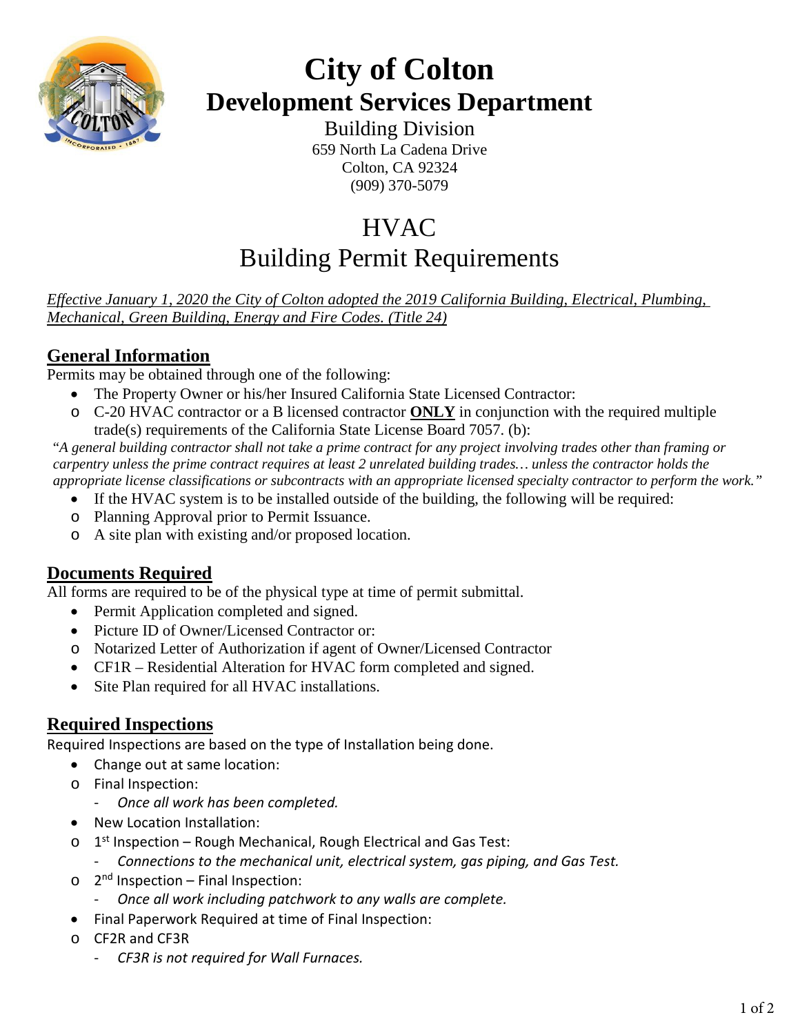# City of Colton

## Development Services Department

Building Division
659 North La Cadena Drive
Colton, CA 92324
(909) 370-5079

# HVAC
# Building Permit Requirements

*Effective January 1, 2020 the City of Colton adopted the 2019 California Building, Electrical, Plumbing, Mechanical, Green Building, Energy and Fire Codes. (Title 24)*

## General Information

Permits may be obtained through one of the following:

- The Property Owner or his/her Insured California State Licensed Contractor:
  - C-20 HVAC contractor or a B licensed contractor **ONLY** in conjunction with the required multiple trade(s) requirements of the California State License Board 7057. (b):

"*A general building contractor shall not take a prime contract for any project involving trades other than framing or carpentry unless the prime contract requires at least 2 unrelated building trades… unless the contractor holds the appropriate license classifications or subcontracts with an appropriate licensed specialty contractor to perform the work.*"

- If the HVAC system is to be installed outside of the building, the following will be required:
  - Planning Approval prior to Permit Issuance.
  - A site plan with existing and/or proposed location.

## Documents Required

All forms are required to be of the physical type at time of permit submittal.

- Permit Application completed and signed.
- Picture ID of Owner/Licensed Contractor or:
  - Notarized Letter of Authorization if agent of Owner/Licensed Contractor
- CF1R – Residential Alteration for HVAC form completed and signed.
- Site Plan required for all HVAC installations.

## Required Inspections

Required Inspections are based on the type of Installation being done.

- Change out at same location:
  - Final Inspection:
    - *Once all work has been completed.*
- New Location Installation:
  - 1st Inspection – Rough Mechanical, Rough Electrical and Gas Test:
    - *Connections to the mechanical unit, electrical system, gas piping, and Gas Test.*
  - 2nd Inspection – Final Inspection:
    - *Once all work including patchwork to any walls are complete.*
- Final Paperwork Required at time of Final Inspection:
  - CF2R and CF3R
    - *CF3R is not required for Wall Furnaces.*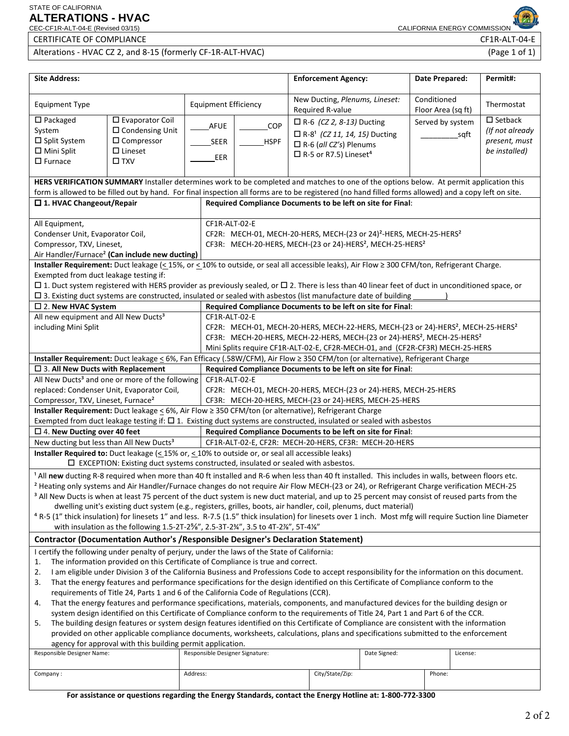STATE OF CALIFORNIA

# ALTERATIONS - HVAC

CEC-CF1R-ALT-04-E (Revised 03/15)

CALIFORNIA ENERGY COMMISSION

CERTIFICATE OF COMPLIANCE — CF1R-ALT-04-E

Alterations - HVAC CZ 2, and 8-15 (formerly CF-1R-ALT-HVAC) — (Page 1 of 1)

| Site Address: | | | | Enforcement Agency: | Date Prepared: | Permit#: |
|---|---|---|---|---|---|---|
| Equipment Type | | Equipment Efficiency | | New Ducting, *Plenums, Lineset:* Required R-value | Conditioned Floor Area (sq ft) | Thermostat |
| ☐ Packaged System<br>☐ Split System<br>☐ Mini Split<br>☐ Furnace | ☐ Evaporator Coil<br>☐ Condensing Unit<br>☐ Compressor<br>☐ Lineset<br>☐ TXV | \_\_\_\_AFUE<br>\_\_\_\_SEER<br>\_\_\_\_EER | \_\_\_\_COP<br>\_\_\_\_HSPF | ☐ R-6 *(CZ 2, 8-13)* Ducting<br>☐ R-8[1] *(CZ 11, 14, 15)* Ducting<br>☐ R-6 (*all CZ's*) Plenums<br>☐ R-5 or R7.5) Lineset[4] | Served by system \_\_\_\_\_\_\_\_sqft | ☐ Setback *(If not already present, must be installed)* |

**HERS VERIFICATION SUMMARY** Installer determines work to be completed and matches to one of the options below. At permit application this form is allowed to be filled out by hand. For final inspection all forms are to be registered (no hand filled forms allowed) and a copy left on site.

| ☐ **1. HVAC Changeout/Repair** | **Required Compliance Documents to be left on site for Final**: |
|---|---|
| All Equipment,<br>Condenser Unit, Evaporator Coil,<br>Compressor, TXV, Lineset,<br>Air Handler/Furnace[2] **(Can include new ducting)** | CF1R-ALT-02-E<br>CF2R: MECH-01, MECH-20-HERS, MECH-(23 or 24)[2]-HERS, MECH-25-HERS[2]<br>CF3R: MECH-20-HERS, MECH-(23 or 24)-HERS[2], MECH-25-HERS[2] |

**Installer Requirement:** Duct leakage (≤ 15%, or ≤ 10% to outside, or seal all accessible leaks), Air Flow ≥ 300 CFM/ton, Refrigerant Charge.
Exempted from duct leakage testing if:
☐ 1. Duct system registered with HERS provider as previously sealed, or ☐ 2. There is less than 40 linear feet of duct in unconditioned space, or
☐ 3. Existing duct systems are constructed, insulated or sealed with asbestos (list manufacture date of building \_\_\_\_\_\_\_\_)

| ☐ **2. New HVAC System** | **Required Compliance Documents to be left on site for Final**: |
|---|---|
| All new equipment and All New Ducts[3] including Mini Split | CF1R-ALT-02-E<br>CF2R: MECH-01, MECH-20-HERS, MECH-22-HERS, MECH-(23 or 24)-HERS[2], MECH-25-HERS[2]<br>CF3R: MECH-20-HERS, MECH-22-HERS, MECH-(23 or 24)-HERS[2], MECH-25-HERS[2]<br>Mini Splits require CF1R-ALT-02-E, CF2R-MECH-01, and (CF2R-CF3R) MECH-25-HERS |

**Installer Requirement:** Duct leakage ≤ 6%, Fan Efficacy (.58W/CFM), Air Flow ≥ 350 CFM/ton (or alternative), Refrigerant Charge

| ☐ 3. **All New Ducts with Replacement** | **Required Compliance Documents to be left on site for Final**: |
|---|---|
| All New Ducts[3] and one or more of the following replaced: Condenser Unit, Evaporator Coil, Compressor, TXV, Lineset, Furnace[2] | CF1R-ALT-02-E<br>CF2R: MECH-01, MECH-20-HERS, MECH-(23 or 24)-HERS, MECH-25-HERS<br>CF3R: MECH-20-HERS, MECH-(23 or 24)-HERS, MECH-25-HERS |

**Installer Requirement:** Duct leakage ≤ 6%, Air Flow ≥ 350 CFM/ton (or alternative), Refrigerant Charge
Exempted from duct leakage testing if: ☐ 1. Existing duct systems are constructed, insulated or sealed with asbestos

| ☐ 4. **New Ducting over 40 feet** | **Required Compliance Documents to be left on site for Final**: |
|---|---|
| New ducting but less than All New Ducts[3] | CF1R-ALT-02-E, CF2R: MECH-20-HERS, CF3R: MECH-20-HERS |

**Installer Required to:** Duct leakage (≤ 15% or, ≤ 10% to outside or, seal all accessible leaks)
☐ EXCEPTION: Existing duct systems constructed, insulated or sealed with asbestos.

[1] All **new** ducting R-8 required when more than 40 ft installed and R-6 when less than 40 ft installed. This includes in walls, between floors etc.
[2] Heating only systems and Air Handler/Furnace changes do not require Air Flow MECH-(23 or 24), or Refrigerant Charge verification MECH-25
[3] All New Ducts is when at least 75 percent of the duct system is new duct material, and up to 25 percent may consist of reused parts from the dwelling unit's existing duct system (e.g., registers, grilles, boots, air handler, coil, plenums, duct material)
[4] R-5 (1" thick insulation) for linesets 1" and less. R-7.5 (1.5" thick insulation) for linesets over 1 inch. Most mfg will require Suction line Diameter with insulation as the following 1.5-2T-2⅝", 2.5-3T-2¾", 3.5 to 4T-2⅞", 5T-4⅛"

## Contractor (Documentation Author's /Responsible Designer's Declaration Statement)

I certify the following under penalty of perjury, under the laws of the State of California:

1. The information provided on this Certificate of Compliance is true and correct.
2. I am eligible under Division 3 of the California Business and Professions Code to accept responsibility for the information on this document.
3. That the energy features and performance specifications for the design identified on this Certificate of Compliance conform to the requirements of Title 24, Parts 1 and 6 of the California Code of Regulations (CCR).
4. That the energy features and performance specifications, materials, components, and manufactured devices for the building design or system design identified on this Certificate of Compliance conform to the requirements of Title 24, Part 1 and Part 6 of the CCR.
5. The building design features or system design features identified on this Certificate of Compliance are consistent with the information provided on other applicable compliance documents, worksheets, calculations, plans and specifications submitted to the enforcement agency for approval with this building permit application.

| Responsible Designer Name: | Responsible Designer Signature: | | Date Signed: | License: |
|---|---|---|---|---|
| Company : | Address: | City/State/Zip: | | Phone: |

**For assistance or questions regarding the Energy Standards, contact the Energy Hotline at: 1-800-772-3300**